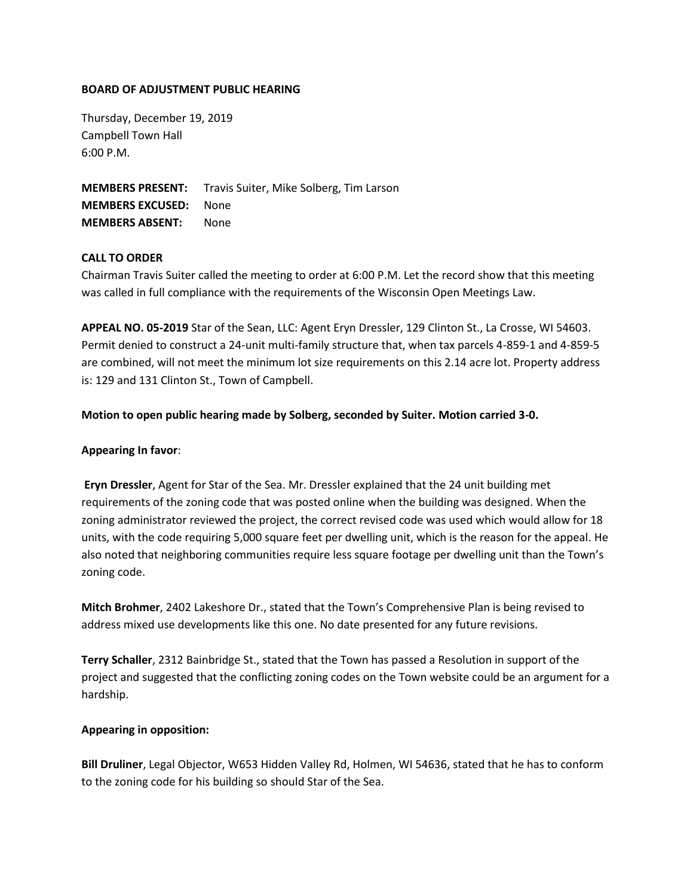**BOARD OF ADJUSTMENT PUBLIC HEARING**

Thursday, December 19, 2019
Campbell Town Hall
6:00 P.M.

**MEMBERS PRESENT:** Travis Suiter, Mike Solberg, Tim Larson
**MEMBERS EXCUSED:** None
**MEMBERS ABSENT:** None

**CALL TO ORDER**
Chairman Travis Suiter called the meeting to order at 6:00 P.M. Let the record show that this meeting was called in full compliance with the requirements of the Wisconsin Open Meetings Law.

**APPEAL NO. 05-2019** Star of the Sean, LLC: Agent Eryn Dressler, 129 Clinton St., La Crosse, WI 54603. Permit denied to construct a 24-unit multi-family structure that, when tax parcels 4-859-1 and 4-859-5 are combined, will not meet the minimum lot size requirements on this 2.14 acre lot. Property address is: 129 and 131 Clinton St., Town of Campbell.

**Motion to open public hearing made by Solberg, seconded by Suiter. Motion carried 3-0.**

**Appearing In favor**:

**Eryn Dressler**, Agent for Star of the Sea. Mr. Dressler explained that the 24 unit building met requirements of the zoning code that was posted online when the building was designed. When the zoning administrator reviewed the project, the correct revised code was used which would allow for 18 units, with the code requiring 5,000 square feet per dwelling unit, which is the reason for the appeal. He also noted that neighboring communities require less square footage per dwelling unit than the Town's zoning code.

**Mitch Brohmer**, 2402 Lakeshore Dr., stated that the Town's Comprehensive Plan is being revised to address mixed use developments like this one. No date presented for any future revisions.

**Terry Schaller**, 2312 Bainbridge St., stated that the Town has passed a Resolution in support of the project and suggested that the conflicting zoning codes on the Town website could be an argument for a hardship.

**Appearing in opposition:**

**Bill Druliner**, Legal Objector, W653 Hidden Valley Rd, Holmen, WI 54636, stated that he has to conform to the zoning code for his building so should Star of the Sea.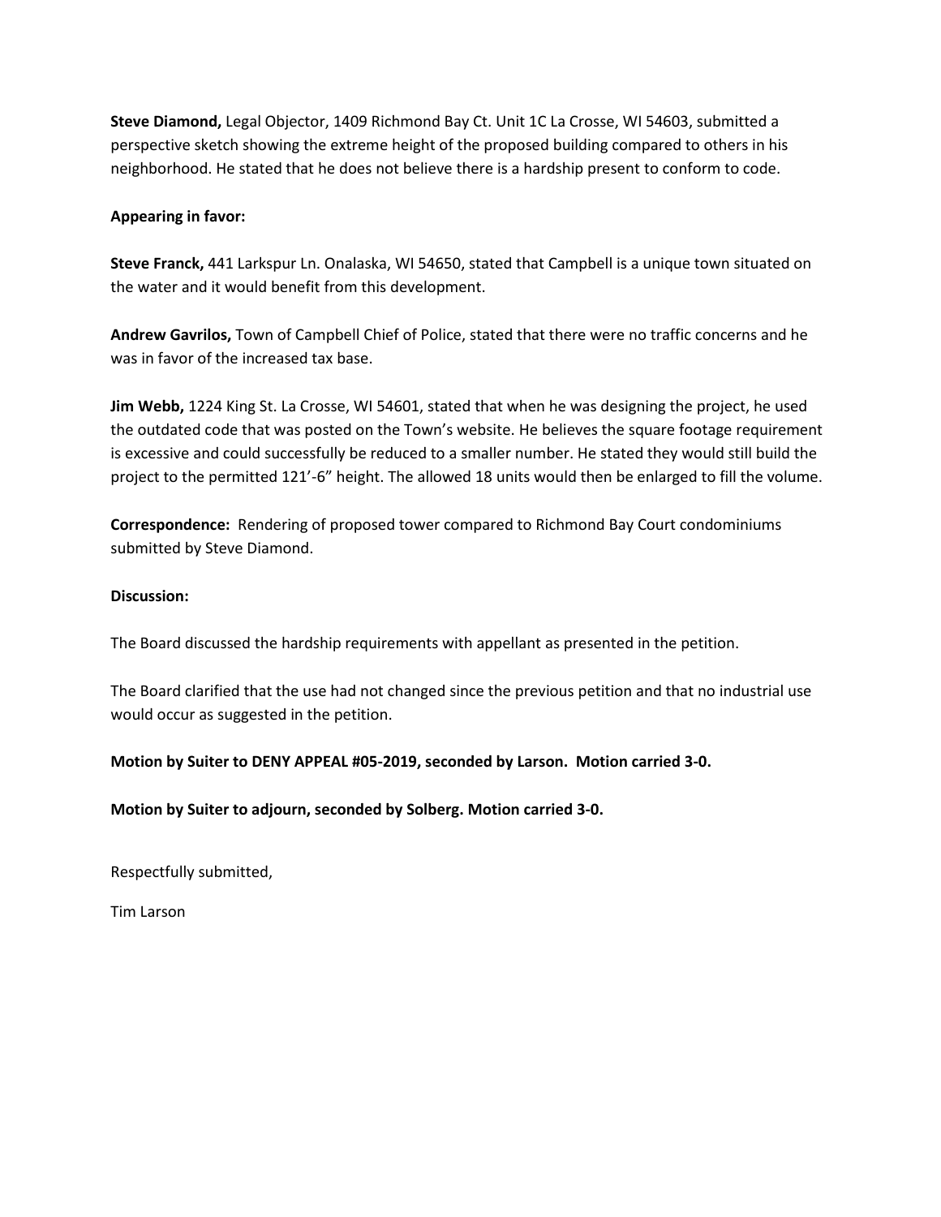**Steve Diamond,** Legal Objector, 1409 Richmond Bay Ct. Unit 1C La Crosse, WI 54603, submitted a perspective sketch showing the extreme height of the proposed building compared to others in his neighborhood. He stated that he does not believe there is a hardship present to conform to code.

**Appearing in favor:**

**Steve Franck,** 441 Larkspur Ln. Onalaska, WI 54650, stated that Campbell is a unique town situated on the water and it would benefit from this development.

**Andrew Gavrilos,** Town of Campbell Chief of Police, stated that there were no traffic concerns and he was in favor of the increased tax base.

**Jim Webb,** 1224 King St. La Crosse, WI 54601, stated that when he was designing the project, he used the outdated code that was posted on the Town's website. He believes the square footage requirement is excessive and could successfully be reduced to a smaller number. He stated they would still build the project to the permitted 121'-6" height. The allowed 18 units would then be enlarged to fill the volume.

**Correspondence:** Rendering of proposed tower compared to Richmond Bay Court condominiums submitted by Steve Diamond.

**Discussion:**

The Board discussed the hardship requirements with appellant as presented in the petition.

The Board clarified that the use had not changed since the previous petition and that no industrial use would occur as suggested in the petition.

**Motion by Suiter to DENY APPEAL #05-2019, seconded by Larson. Motion carried 3-0.**

**Motion by Suiter to adjourn, seconded by Solberg. Motion carried 3-0.**

Respectfully submitted,

Tim Larson